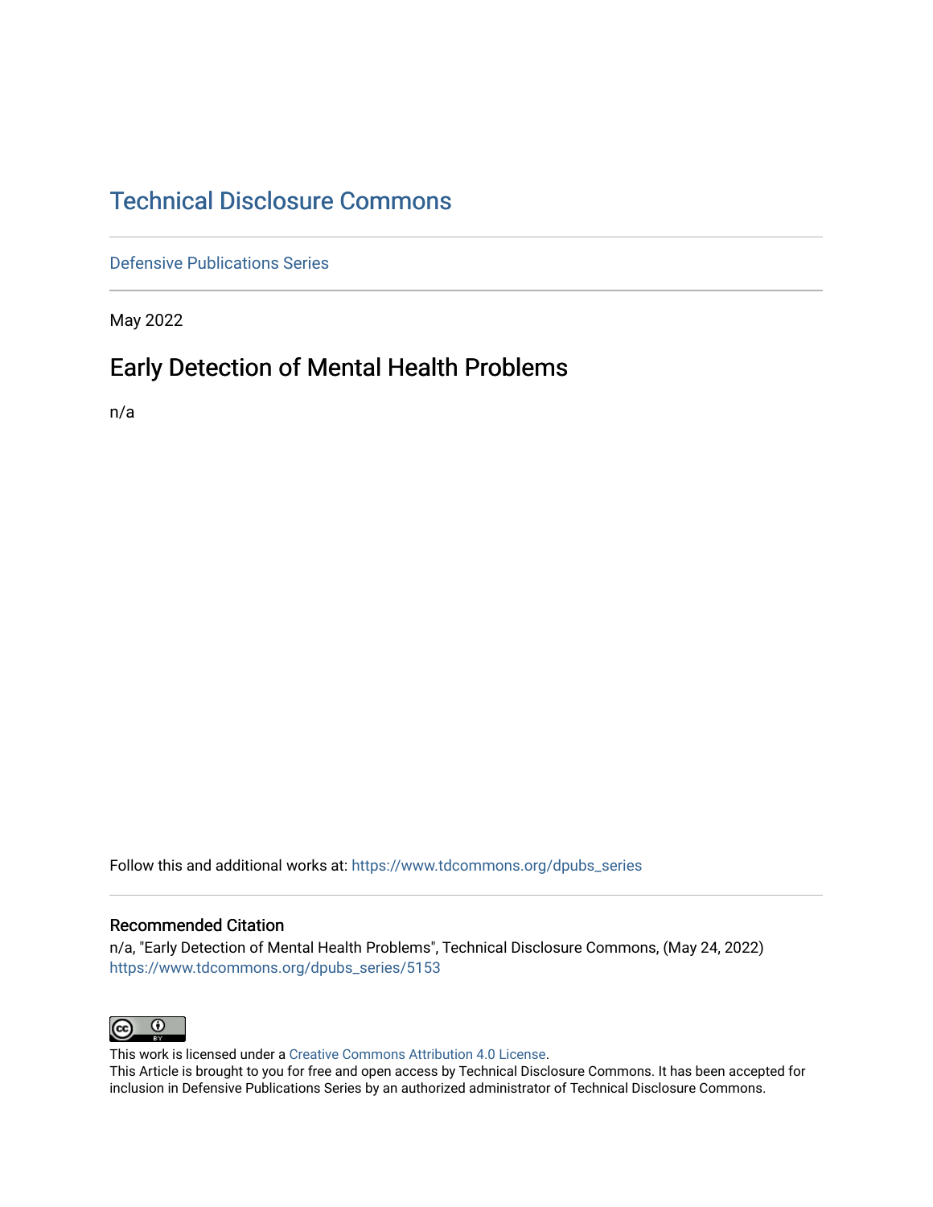# Technical Disclosure Commons

Defensive Publications Series

May 2022

## Early Detection of Mental Health Problems

n/a

Follow this and additional works at: https://www.tdcommons.org/dpubs_series

### Recommended Citation

n/a, "Early Detection of Mental Health Problems", Technical Disclosure Commons, (May 24, 2022)
https://www.tdcommons.org/dpubs_series/5153

This work is licensed under a Creative Commons Attribution 4.0 License.
This Article is brought to you for free and open access by Technical Disclosure Commons. It has been accepted for inclusion in Defensive Publications Series by an authorized administrator of Technical Disclosure Commons.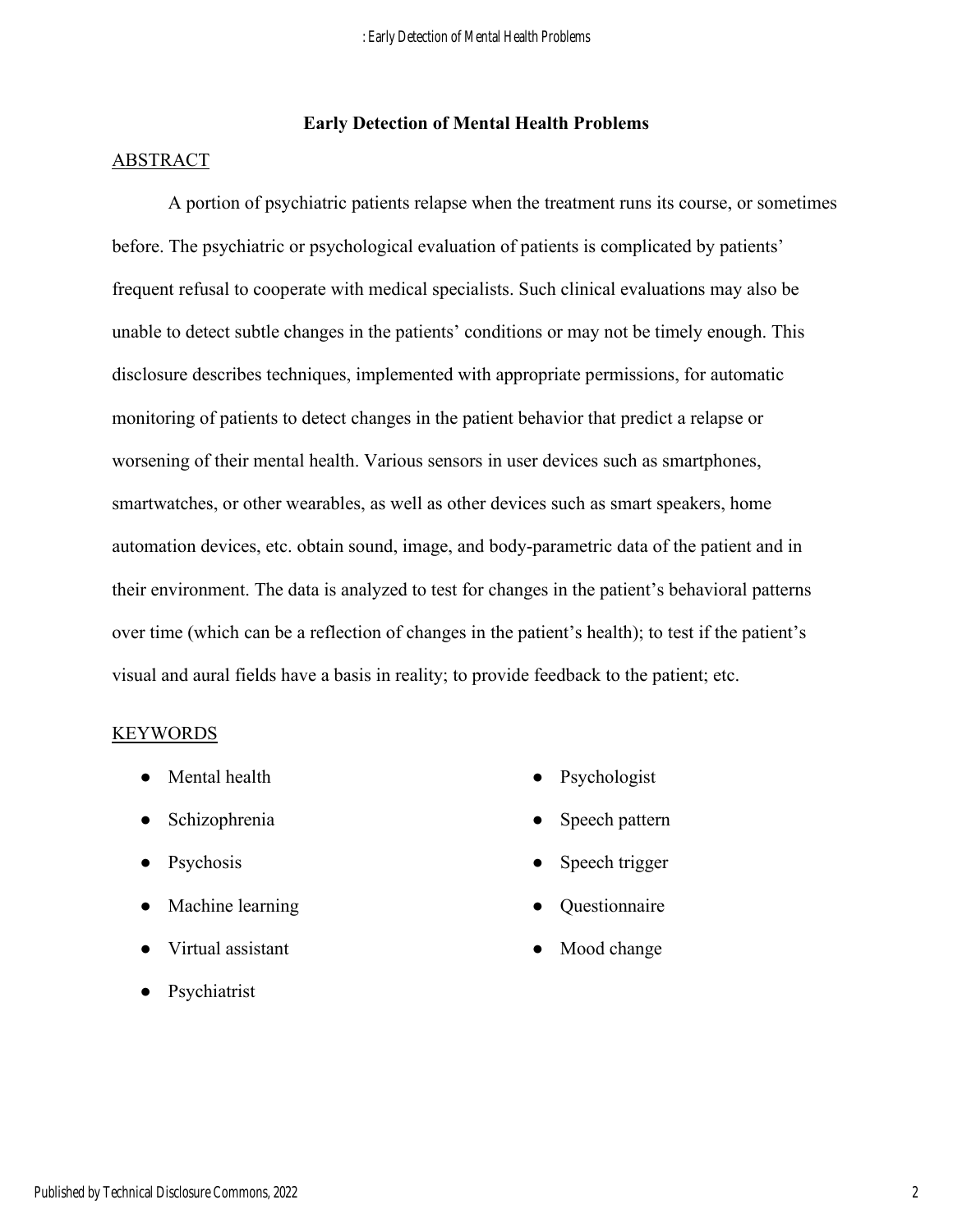# Early Detection of Mental Health Problems

## ABSTRACT

A portion of psychiatric patients relapse when the treatment runs its course, or sometimes before. The psychiatric or psychological evaluation of patients is complicated by patients' frequent refusal to cooperate with medical specialists. Such clinical evaluations may also be unable to detect subtle changes in the patients' conditions or may not be timely enough. This disclosure describes techniques, implemented with appropriate permissions, for automatic monitoring of patients to detect changes in the patient behavior that predict a relapse or worsening of their mental health. Various sensors in user devices such as smartphones, smartwatches, or other wearables, as well as other devices such as smart speakers, home automation devices, etc. obtain sound, image, and body-parametric data of the patient and in their environment. The data is analyzed to test for changes in the patient's behavioral patterns over time (which can be a reflection of changes in the patient's health); to test if the patient's visual and aural fields have a basis in reality; to provide feedback to the patient; etc.

## KEYWORDS

- Mental health
- Schizophrenia
- Psychosis
- Machine learning
- Virtual assistant
- Psychiatrist
- Psychologist
- Speech pattern
- Speech trigger
- Questionnaire
- Mood change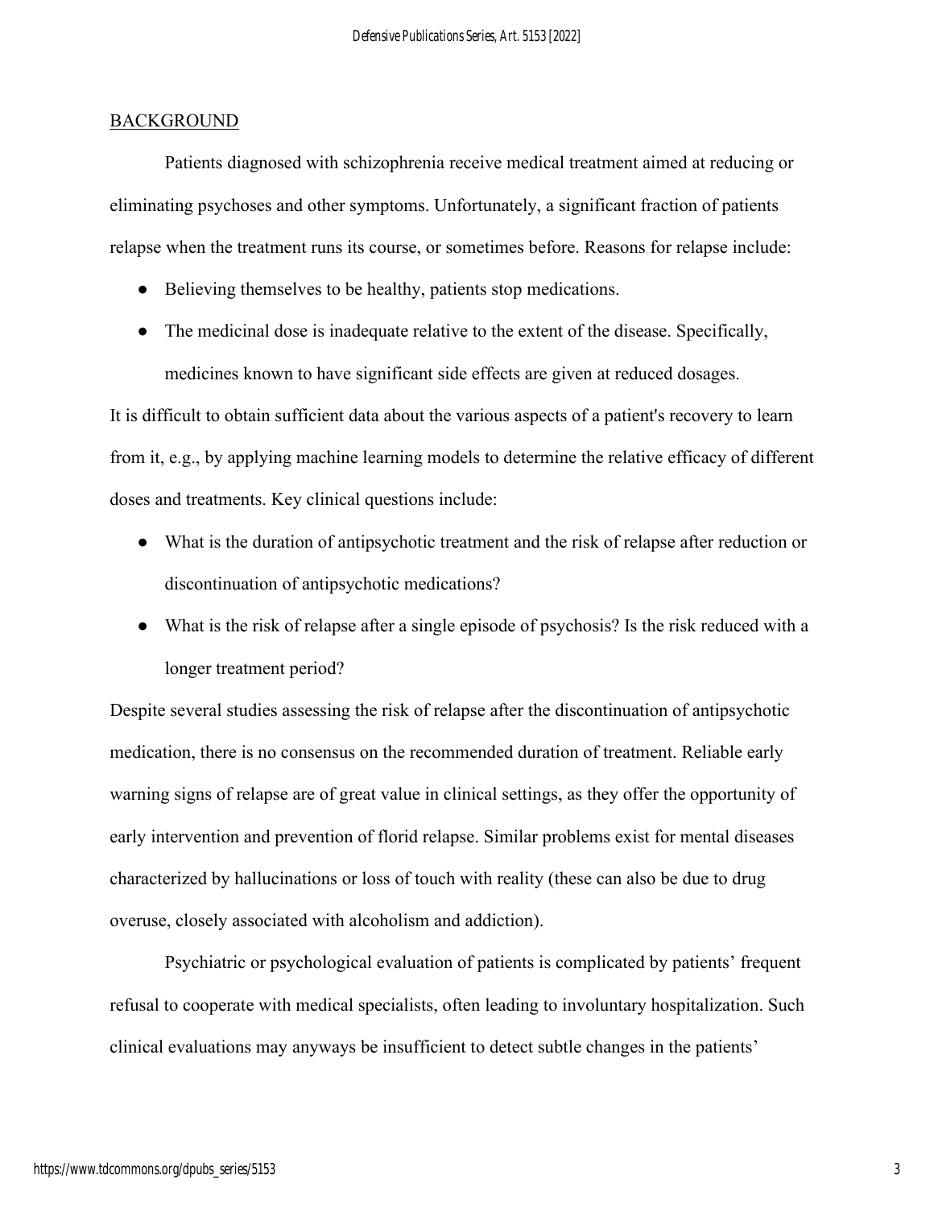## BACKGROUND

Patients diagnosed with schizophrenia receive medical treatment aimed at reducing or eliminating psychoses and other symptoms. Unfortunately, a significant fraction of patients relapse when the treatment runs its course, or sometimes before. Reasons for relapse include:

- Believing themselves to be healthy, patients stop medications.
- The medicinal dose is inadequate relative to the extent of the disease. Specifically, medicines known to have significant side effects are given at reduced dosages.

It is difficult to obtain sufficient data about the various aspects of a patient's recovery to learn from it, e.g., by applying machine learning models to determine the relative efficacy of different doses and treatments. Key clinical questions include:

- What is the duration of antipsychotic treatment and the risk of relapse after reduction or discontinuation of antipsychotic medications?
- What is the risk of relapse after a single episode of psychosis? Is the risk reduced with a longer treatment period?

Despite several studies assessing the risk of relapse after the discontinuation of antipsychotic medication, there is no consensus on the recommended duration of treatment. Reliable early warning signs of relapse are of great value in clinical settings, as they offer the opportunity of early intervention and prevention of florid relapse. Similar problems exist for mental diseases characterized by hallucinations or loss of touch with reality (these can also be due to drug overuse, closely associated with alcoholism and addiction).

Psychiatric or psychological evaluation of patients is complicated by patients' frequent refusal to cooperate with medical specialists, often leading to involuntary hospitalization. Such clinical evaluations may anyways be insufficient to detect subtle changes in the patients'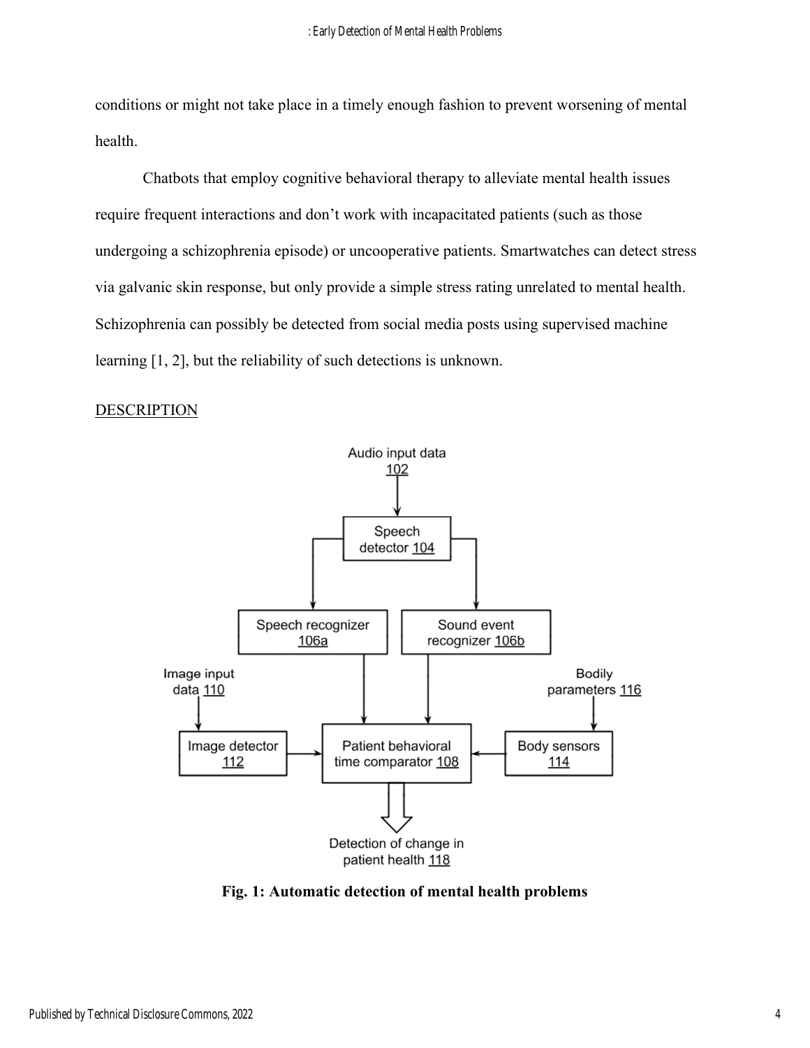conditions or might not take place in a timely enough fashion to prevent worsening of mental health.

Chatbots that employ cognitive behavioral therapy to alleviate mental health issues require frequent interactions and don't work with incapacitated patients (such as those undergoing a schizophrenia episode) or uncooperative patients. Smartwatches can detect stress via galvanic skin response, but only provide a simple stress rating unrelated to mental health. Schizophrenia can possibly be detected from social media posts using supervised machine learning [1, 2], but the reliability of such detections is unknown.

## DESCRIPTION

Audio input data 102

Speech detector 104

Speech recognizer 106a

Sound event recognizer 106b

Image input data 110

Image detector 112

Patient behavioral time comparator 108

Bodily parameters 116

Body sensors 114

Detection of change in patient health 118

**Fig. 1: Automatic detection of mental health problems**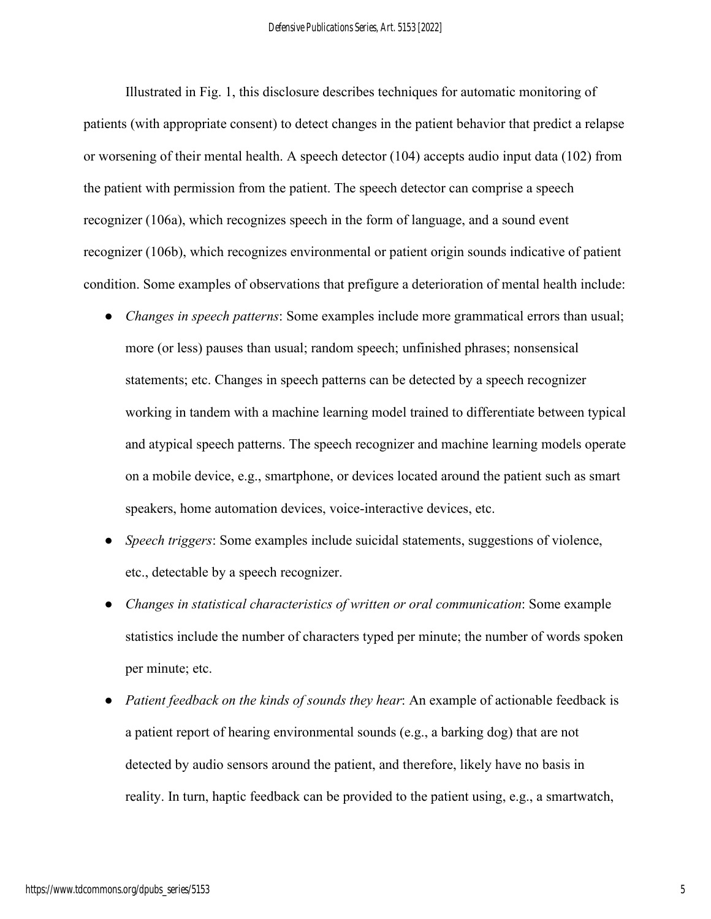Illustrated in Fig. 1, this disclosure describes techniques for automatic monitoring of patients (with appropriate consent) to detect changes in the patient behavior that predict a relapse or worsening of their mental health. A speech detector (104) accepts audio input data (102) from the patient with permission from the patient. The speech detector can comprise a speech recognizer (106a), which recognizes speech in the form of language, and a sound event recognizer (106b), which recognizes environmental or patient origin sounds indicative of patient condition. Some examples of observations that prefigure a deterioration of mental health include:

- *Changes in speech patterns*: Some examples include more grammatical errors than usual; more (or less) pauses than usual; random speech; unfinished phrases; nonsensical statements; etc. Changes in speech patterns can be detected by a speech recognizer working in tandem with a machine learning model trained to differentiate between typical and atypical speech patterns. The speech recognizer and machine learning models operate on a mobile device, e.g., smartphone, or devices located around the patient such as smart speakers, home automation devices, voice-interactive devices, etc.
- *Speech triggers*: Some examples include suicidal statements, suggestions of violence, etc., detectable by a speech recognizer.
- *Changes in statistical characteristics of written or oral communication*: Some example statistics include the number of characters typed per minute; the number of words spoken per minute; etc.
- *Patient feedback on the kinds of sounds they hear*: An example of actionable feedback is a patient report of hearing environmental sounds (e.g., a barking dog) that are not detected by audio sensors around the patient, and therefore, likely have no basis in reality. In turn, haptic feedback can be provided to the patient using, e.g., a smartwatch,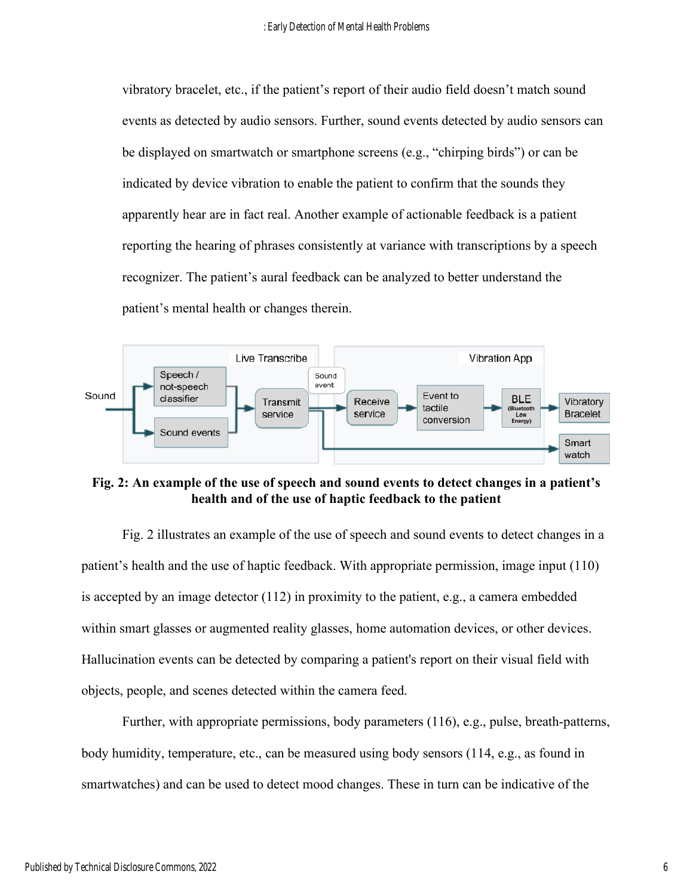vibratory bracelet, etc., if the patient's report of their audio field doesn't match sound events as detected by audio sensors. Further, sound events detected by audio sensors can be displayed on smartwatch or smartphone screens (e.g., "chirping birds") or can be indicated by device vibration to enable the patient to confirm that the sounds they apparently hear are in fact real. Another example of actionable feedback is a patient reporting the hearing of phrases consistently at variance with transcriptions by a speech recognizer. The patient's aural feedback can be analyzed to better understand the patient's mental health or changes therein.

**Fig. 2: An example of the use of speech and sound events to detect changes in a patient's health and of the use of haptic feedback to the patient**

Fig. 2 illustrates an example of the use of speech and sound events to detect changes in a patient's health and the use of haptic feedback. With appropriate permission, image input (110) is accepted by an image detector (112) in proximity to the patient, e.g., a camera embedded within smart glasses or augmented reality glasses, home automation devices, or other devices. Hallucination events can be detected by comparing a patient's report on their visual field with objects, people, and scenes detected within the camera feed.

Further, with appropriate permissions, body parameters (116), e.g., pulse, breath-patterns, body humidity, temperature, etc., can be measured using body sensors (114, e.g., as found in smartwatches) and can be used to detect mood changes. These in turn can be indicative of the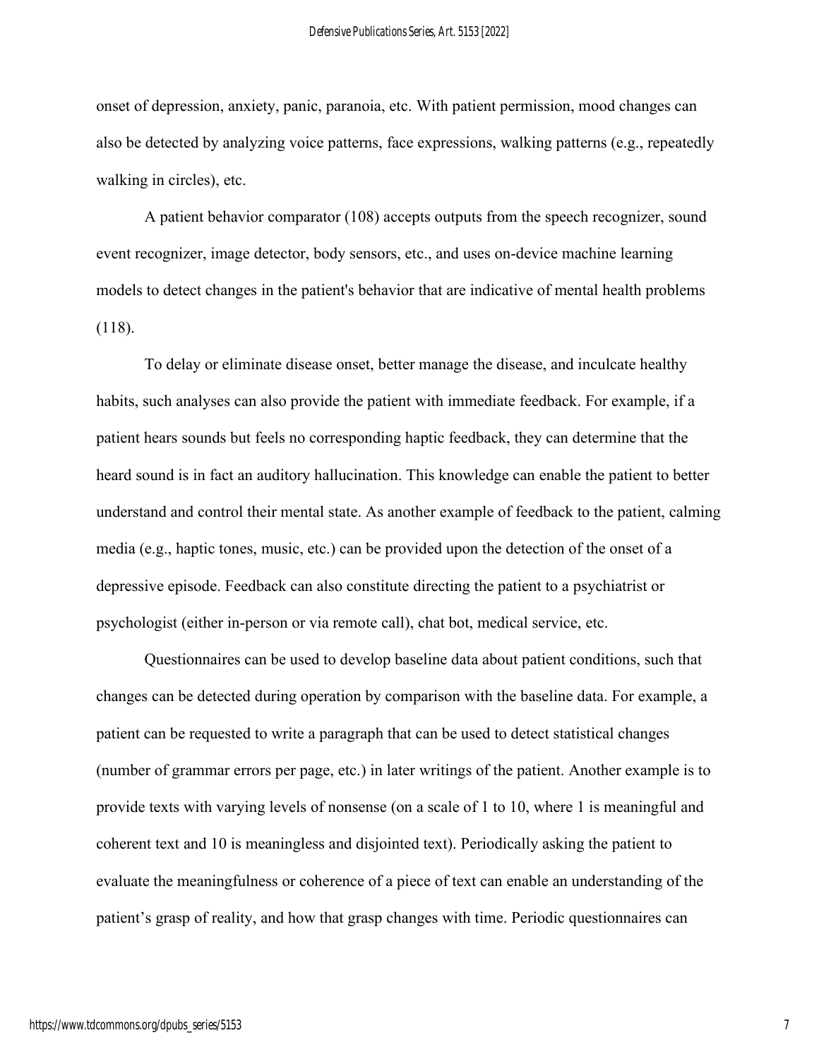onset of depression, anxiety, panic, paranoia, etc. With patient permission, mood changes can also be detected by analyzing voice patterns, face expressions, walking patterns (e.g., repeatedly walking in circles), etc.

A patient behavior comparator (108) accepts outputs from the speech recognizer, sound event recognizer, image detector, body sensors, etc., and uses on-device machine learning models to detect changes in the patient's behavior that are indicative of mental health problems (118).

To delay or eliminate disease onset, better manage the disease, and inculcate healthy habits, such analyses can also provide the patient with immediate feedback. For example, if a patient hears sounds but feels no corresponding haptic feedback, they can determine that the heard sound is in fact an auditory hallucination. This knowledge can enable the patient to better understand and control their mental state. As another example of feedback to the patient, calming media (e.g., haptic tones, music, etc.) can be provided upon the detection of the onset of a depressive episode. Feedback can also constitute directing the patient to a psychiatrist or psychologist (either in-person or via remote call), chat bot, medical service, etc.

Questionnaires can be used to develop baseline data about patient conditions, such that changes can be detected during operation by comparison with the baseline data. For example, a patient can be requested to write a paragraph that can be used to detect statistical changes (number of grammar errors per page, etc.) in later writings of the patient. Another example is to provide texts with varying levels of nonsense (on a scale of 1 to 10, where 1 is meaningful and coherent text and 10 is meaningless and disjointed text). Periodically asking the patient to evaluate the meaningfulness or coherence of a piece of text can enable an understanding of the patient's grasp of reality, and how that grasp changes with time. Periodic questionnaires can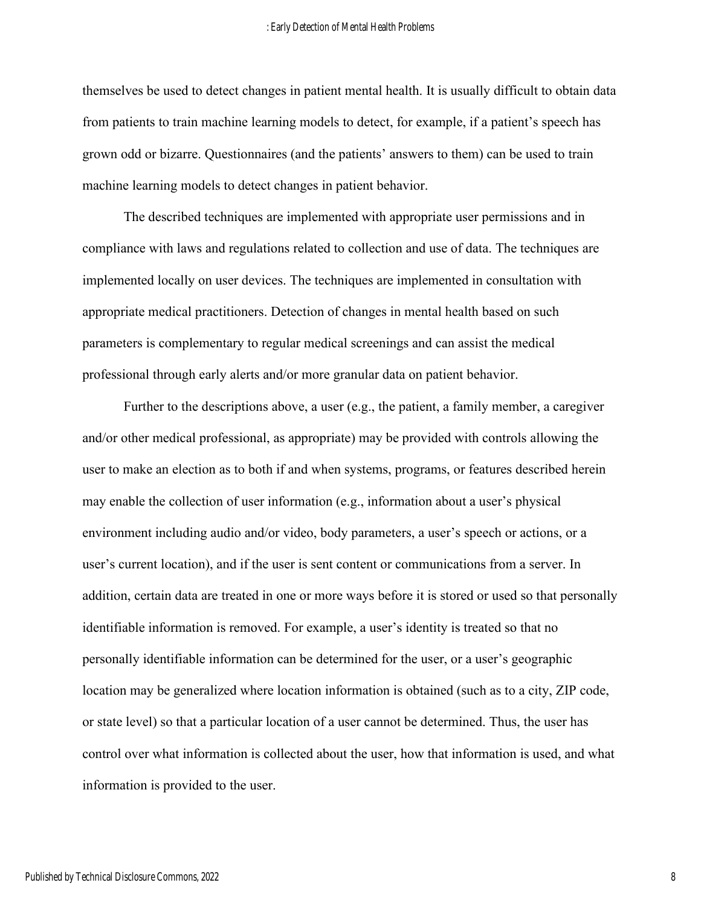themselves be used to detect changes in patient mental health. It is usually difficult to obtain data from patients to train machine learning models to detect, for example, if a patient's speech has grown odd or bizarre. Questionnaires (and the patients' answers to them) can be used to train machine learning models to detect changes in patient behavior.

The described techniques are implemented with appropriate user permissions and in compliance with laws and regulations related to collection and use of data. The techniques are implemented locally on user devices. The techniques are implemented in consultation with appropriate medical practitioners. Detection of changes in mental health based on such parameters is complementary to regular medical screenings and can assist the medical professional through early alerts and/or more granular data on patient behavior.

Further to the descriptions above, a user (e.g., the patient, a family member, a caregiver and/or other medical professional, as appropriate) may be provided with controls allowing the user to make an election as to both if and when systems, programs, or features described herein may enable the collection of user information (e.g., information about a user's physical environment including audio and/or video, body parameters, a user's speech or actions, or a user's current location), and if the user is sent content or communications from a server. In addition, certain data are treated in one or more ways before it is stored or used so that personally identifiable information is removed. For example, a user's identity is treated so that no personally identifiable information can be determined for the user, or a user's geographic location may be generalized where location information is obtained (such as to a city, ZIP code, or state level) so that a particular location of a user cannot be determined. Thus, the user has control over what information is collected about the user, how that information is used, and what information is provided to the user.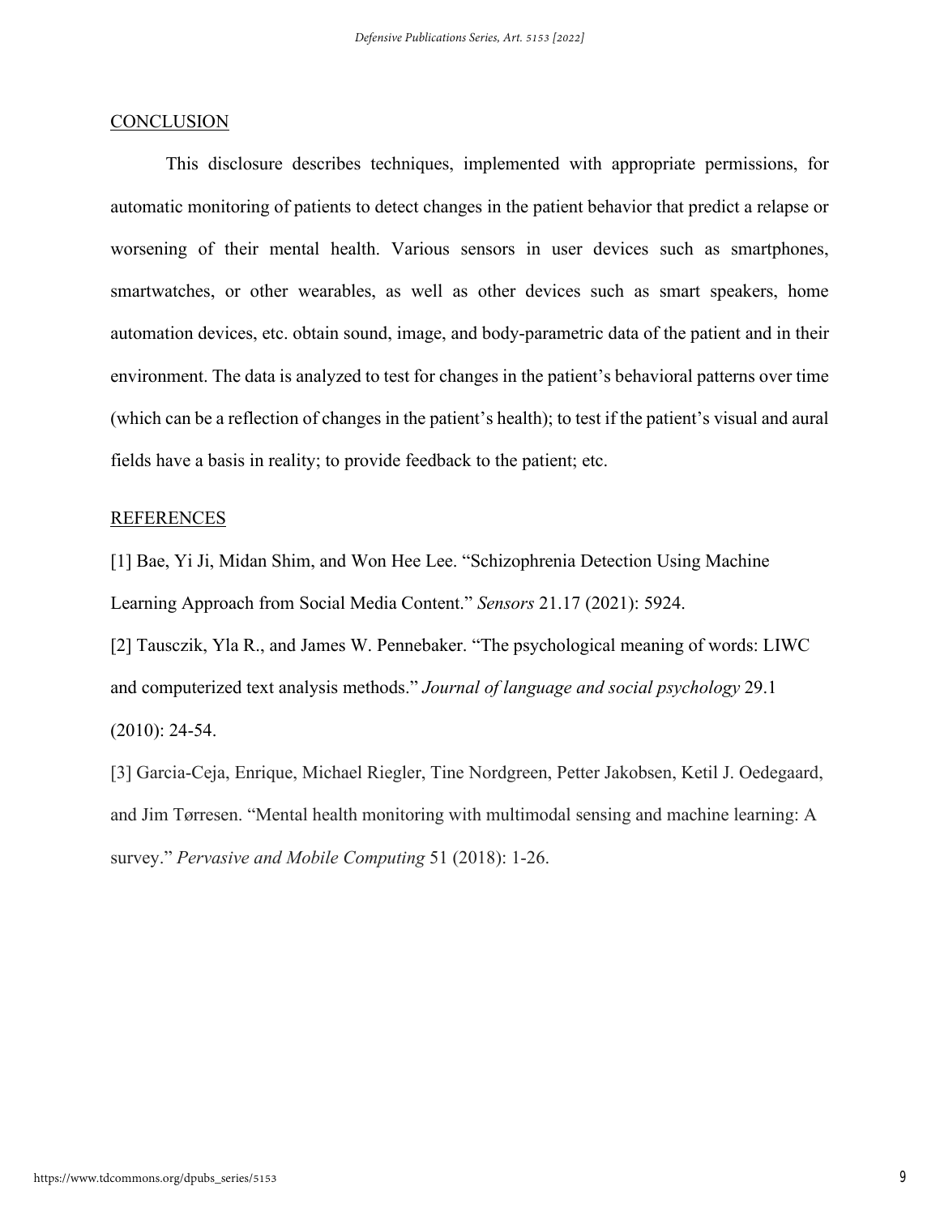## CONCLUSION

This disclosure describes techniques, implemented with appropriate permissions, for automatic monitoring of patients to detect changes in the patient behavior that predict a relapse or worsening of their mental health. Various sensors in user devices such as smartphones, smartwatches, or other wearables, as well as other devices such as smart speakers, home automation devices, etc. obtain sound, image, and body-parametric data of the patient and in their environment. The data is analyzed to test for changes in the patient's behavioral patterns over time (which can be a reflection of changes in the patient's health); to test if the patient's visual and aural fields have a basis in reality; to provide feedback to the patient; etc.

## REFERENCES

[1] Bae, Yi Ji, Midan Shim, and Won Hee Lee. "Schizophrenia Detection Using Machine Learning Approach from Social Media Content." *Sensors* 21.17 (2021): 5924.

[2] Tausczik, Yla R., and James W. Pennebaker. "The psychological meaning of words: LIWC and computerized text analysis methods." *Journal of language and social psychology* 29.1 (2010): 24-54.

[3] Garcia-Ceja, Enrique, Michael Riegler, Tine Nordgreen, Petter Jakobsen, Ketil J. Oedegaard, and Jim Tørresen. "Mental health monitoring with multimodal sensing and machine learning: A survey." *Pervasive and Mobile Computing* 51 (2018): 1-26.